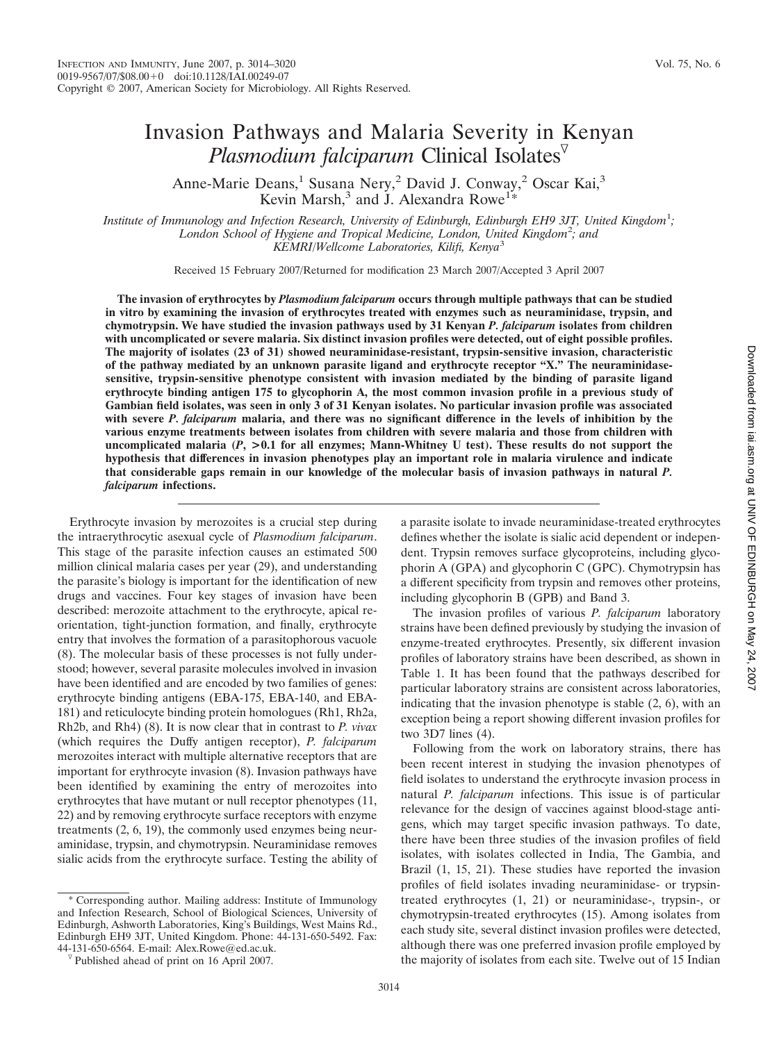# Invasion Pathways and Malaria Severity in Kenyan *Plasmodium falciparum* Clinical Isolates[▽]

Anne-Marie Deans,[1] Susana Nery,[2] David J. Conway,[2] Oscar Kai,[3] Kevin Marsh,[3] and J. Alexandra Rowe[1*]

*Institute of Immunology and Infection Research, University of Edinburgh, Edinburgh EH9 3JT, United Kingdom[1]; London School of Hygiene and Tropical Medicine, London, United Kingdom[2]; and KEMRI/Wellcome Laboratories, Kilifi, Kenya[3]*

Received 15 February 2007/Returned for modification 23 March 2007/Accepted 3 April 2007

**The invasion of erythrocytes by *Plasmodium falciparum* occurs through multiple pathways that can be studied in vitro by examining the invasion of erythrocytes treated with enzymes such as neuraminidase, trypsin, and chymotrypsin. We have studied the invasion pathways used by 31 Kenyan *P. falciparum* isolates from children with uncomplicated or severe malaria. Six distinct invasion profiles were detected, out of eight possible profiles. The majority of isolates (23 of 31) showed neuraminidase-resistant, trypsin-sensitive invasion, characteristic of the pathway mediated by an unknown parasite ligand and erythrocyte receptor "X." The neuraminidase-sensitive, trypsin-sensitive phenotype consistent with invasion mediated by the binding of parasite ligand erythrocyte binding antigen 175 to glycophorin A, the most common invasion profile in a previous study of Gambian field isolates, was seen in only 3 of 31 Kenyan isolates. No particular invasion profile was associated with severe *P. falciparum* malaria, and there was no significant difference in the levels of inhibition by the various enzyme treatments between isolates from children with severe malaria and those from children with uncomplicated malaria ($P$, $>0.1$ for all enzymes; Mann-Whitney U test). These results do not support the hypothesis that differences in invasion phenotypes play an important role in malaria virulence and indicate that considerable gaps remain in our knowledge of the molecular basis of invasion pathways in natural *P. falciparum* infections.**

Erythrocyte invasion by merozoites is a crucial step during the intraerythrocytic asexual cycle of *Plasmodium falciparum*. This stage of the parasite infection causes an estimated 500 million clinical malaria cases per year (29), and understanding the parasite's biology is important for the identification of new drugs and vaccines. Four key stages of invasion have been described: merozoite attachment to the erythrocyte, apical reorientation, tight-junction formation, and finally, erythrocyte entry that involves the formation of a parasitophorous vacuole (8). The molecular basis of these processes is not fully understood; however, several parasite molecules involved in invasion have been identified and are encoded by two families of genes: erythrocyte binding antigens (EBA-175, EBA-140, and EBA-181) and reticulocyte binding protein homologues (Rh1, Rh2a, Rh2b, and Rh4) (8). It is now clear that in contrast to *P. vivax* (which requires the Duffy antigen receptor), *P. falciparum* merozoites interact with multiple alternative receptors that are important for erythrocyte invasion (8). Invasion pathways have been identified by examining the entry of merozoites into erythrocytes that have mutant or null receptor phenotypes (11, 22) and by removing erythrocyte surface receptors with enzyme treatments (2, 6, 19), the commonly used enzymes being neuraminidase, trypsin, and chymotrypsin. Neuraminidase removes sialic acids from the erythrocyte surface. Testing the ability of a parasite isolate to invade neuraminidase-treated erythrocytes defines whether the isolate is sialic acid dependent or independent. Trypsin removes surface glycoproteins, including glycophorin A (GPA) and glycophorin C (GPC). Chymotrypsin has a different specificity from trypsin and removes other proteins, including glycophorin B (GPB) and Band 3.

The invasion profiles of various *P. falciparum* laboratory strains have been defined previously by studying the invasion of enzyme-treated erythrocytes. Presently, six different invasion profiles of laboratory strains have been described, as shown in Table 1. It has been found that the pathways described for particular laboratory strains are consistent across laboratories, indicating that the invasion phenotype is stable (2, 6), with an exception being a report showing different invasion profiles for two 3D7 lines (4).

Following from the work on laboratory strains, there has been recent interest in studying the invasion phenotypes of field isolates to understand the erythrocyte invasion process in natural *P. falciparum* infections. This issue is of particular relevance for the design of vaccines against blood-stage antigens, which may target specific invasion pathways. To date, there have been three studies of the invasion profiles of field isolates, with isolates collected in India, The Gambia, and Brazil (1, 15, 21). These studies have reported the invasion profiles of field isolates invading neuraminidase- or trypsin-treated erythrocytes (1, 21) or neuraminidase-, trypsin-, or chymotrypsin-treated erythrocytes (15). Among isolates from each study site, several distinct invasion profiles were detected, although there was one preferred invasion profile employed by the majority of isolates from each site. Twelve out of 15 Indian

\* Corresponding author. Mailing address: Institute of Immunology and Infection Research, School of Biological Sciences, University of Edinburgh, Ashworth Laboratories, King's Buildings, West Mains Rd., Edinburgh EH9 3JT, United Kingdom. Phone: 44-131-650-5492. Fax: 44-131-650-6564. E-mail: Alex.Rowe@ed.ac.uk.

▽ Published ahead of print on 16 April 2007.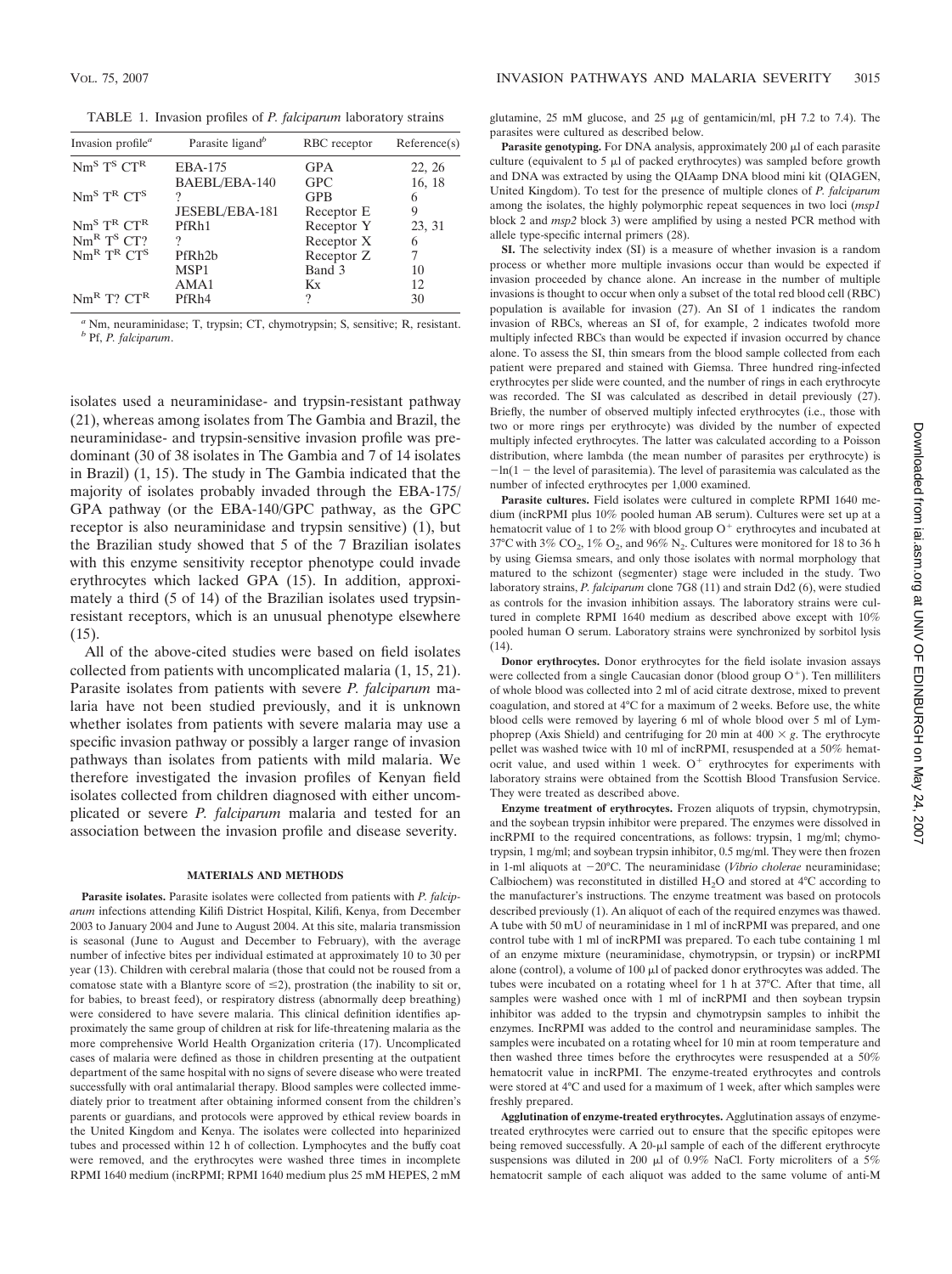TABLE 1. Invasion profiles of *P. falciparum* laboratory strains

| Invasion profile[a] | Parasite ligand[b] | RBC receptor | Reference(s) |
|---|---|---|---|
| $Nm^S$ $T^S$ $CT^R$ | EBA-175 | GPA | 22, 26 |
| | BAEBL/EBA-140 | GPC | 16, 18 |
| $Nm^S$ $T^R$ $CT^S$ | ? | GPB | 6 |
| | JESEBL/EBA-181 | Receptor E | 9 |
| $Nm^S$ $T^R$ $CT^R$ | PfRh1 | Receptor Y | 23, 31 |
| $Nm^R$ $T^S$ CT? | ? | Receptor X | 6 |
| $Nm^R$ $T^R$ $CT^S$ | PfRh2b | Receptor Z | 7 |
| | MSP1 | Band 3 | 10 |
| | AMA1 | Kx | 12 |
| $Nm^R$ T? $CT^R$ | PfRh4 | ? | 30 |

[a] Nm, neuraminidase; T, trypsin; CT, chymotrypsin; S, sensitive; R, resistant.
[b] Pf, *P. falciparum*.

isolates used a neuraminidase- and trypsin-resistant pathway (21), whereas among isolates from The Gambia and Brazil, the neuraminidase- and trypsin-sensitive invasion profile was predominant (30 of 38 isolates in The Gambia and 7 of 14 isolates in Brazil) (1, 15). The study in The Gambia indicated that the majority of isolates probably invaded through the EBA-175/GPA pathway (or the EBA-140/GPC pathway, as the GPC receptor is also neuraminidase and trypsin sensitive) (1), but the Brazilian study showed that 5 of the 7 Brazilian isolates with this enzyme sensitivity receptor phenotype could invade erythrocytes which lacked GPA (15). In addition, approximately a third (5 of 14) of the Brazilian isolates used trypsin-resistant receptors, which is an unusual phenotype elsewhere (15).

All of the above-cited studies were based on field isolates collected from patients with uncomplicated malaria (1, 15, 21). Parasite isolates from patients with severe *P. falciparum* malaria have not been studied previously, and it is unknown whether isolates from patients with severe malaria may use a specific invasion pathway or possibly a larger range of invasion pathways than isolates from patients with mild malaria. We therefore investigated the invasion profiles of Kenyan field isolates collected from children diagnosed with either uncomplicated or severe *P. falciparum* malaria and tested for an association between the invasion profile and disease severity.

## MATERIALS AND METHODS

**Parasite isolates.** Parasite isolates were collected from patients with *P. falciparum* infections attending Kilifi District Hospital, Kilifi, Kenya, from December 2003 to January 2004 and June to August 2004. At this site, malaria transmission is seasonal (June to August and December to February), with the average number of infective bites per individual estimated at approximately 10 to 30 per year (13). Children with cerebral malaria (those that could not be roused from a comatose state with a Blantyre score of ≤2), prostration (the inability to sit or, for babies, to breast feed), or respiratory distress (abnormally deep breathing) were considered to have severe malaria. This clinical definition identifies approximately the same group of children at risk for life-threatening malaria as the more comprehensive World Health Organization criteria (17). Uncomplicated cases of malaria were defined as those in children presenting at the outpatient department of the same hospital with no signs of severe disease who were treated successfully with oral antimalarial therapy. Blood samples were collected immediately prior to treatment after obtaining informed consent from the children's parents or guardians, and protocols were approved by ethical review boards in the United Kingdom and Kenya. The isolates were collected into heparinized tubes and processed within 12 h of collection. Lymphocytes and the buffy coat were removed, and the erythrocytes were washed three times in incomplete RPMI 1640 medium (incRPMI; RPMI 1640 medium plus 25 mM HEPES, 2 mM glutamine, 25 mM glucose, and 25 μg of gentamicin/ml, pH 7.2 to 7.4). The parasites were cultured as described below.

**Parasite genotyping.** For DNA analysis, approximately 200 μl of each parasite culture (equivalent to 5 μl of packed erythrocytes) was sampled before growth and DNA was extracted by using the QIAamp DNA blood mini kit (QIAGEN, United Kingdom). To test for the presence of multiple clones of *P. falciparum* among the isolates, the highly polymorphic repeat sequences in two loci (*msp1* block 2 and *msp2* block 3) were amplified by using a nested PCR method with allele type-specific internal primers (28).

**SI.** The selectivity index (SI) is a measure of whether invasion is a random process or whether more multiple invasions occur than would be expected if invasion proceeded by chance alone. An increase in the number of multiple invasions is thought to occur when only a subset of the total red blood cell (RBC) population is available for invasion (27). An SI of 1 indicates the random invasion of RBCs, whereas an SI of, for example, 2 indicates twofold more multiply infected RBCs than would be expected if invasion occurred by chance alone. To assess the SI, thin smears from the blood sample collected from each patient were prepared and stained with Giemsa. Three hundred ring-infected erythrocytes per slide were counted, and the number of rings in each erythrocyte was recorded. The SI was calculated as described in detail previously (27). Briefly, the number of observed multiply infected erythrocytes (i.e., those with two or more rings per erythrocyte) was divided by the number of expected multiply infected erythrocytes. The latter was calculated according to a Poisson distribution, where lambda (the mean number of parasites per erythrocyte) is $-\ln(1 -$ the level of parasitemia). The level of parasitemia was calculated as the number of infected erythrocytes per 1,000 examined.

**Parasite cultures.** Field isolates were cultured in complete RPMI 1640 medium (incRPMI plus 10% pooled human AB serum). Cultures were set up at a hematocrit value of 1 to 2% with blood group $O^+$ erythrocytes and incubated at 37°C with 3% $CO_2$, 1% $O_2$, and 96% $N_2$. Cultures were monitored for 18 to 36 h by using Giemsa smears, and only those isolates with normal morphology that matured to the schizont (segmenter) stage were included in the study. Two laboratory strains, *P. falciparum* clone 7G8 (11) and strain Dd2 (6), were studied as controls for the invasion inhibition assays. The laboratory strains were cultured in complete RPMI 1640 medium as described above except with 10% pooled human O serum. Laboratory strains were synchronized by sorbitol lysis (14).

**Donor erythrocytes.** Donor erythrocytes for the field isolate invasion assays were collected from a single Caucasian donor (blood group $O^+$). Ten milliliters of whole blood was collected into 2 ml of acid citrate dextrose, mixed to prevent coagulation, and stored at 4°C for a maximum of 2 weeks. Before use, the white blood cells were removed by layering 6 ml of whole blood over 5 ml of Lymphoprep (Axis Shield) and centrifuging for 20 min at 400 × *g*. The erythrocyte pellet was washed twice with 10 ml of incRPMI, resuspended at a 50% hematocrit value, and used within 1 week. $O^+$ erythrocytes for experiments with laboratory strains were obtained from the Scottish Blood Transfusion Service. They were treated as described above.

**Enzyme treatment of erythrocytes.** Frozen aliquots of trypsin, chymotrypsin, and the soybean trypsin inhibitor were prepared. The enzymes were dissolved in incRPMI to the required concentrations, as follows: trypsin, 1 mg/ml; chymotrypsin, 1 mg/ml; and soybean trypsin inhibitor, 0.5 mg/ml. They were then frozen in 1-ml aliquots at −20°C. The neuraminidase (*Vibrio cholerae* neuraminidase; Calbiochem) was reconstituted in distilled $H_2O$ and stored at 4°C according to the manufacturer's instructions. The enzyme treatment was based on protocols described previously (1). An aliquot of each of the required enzymes was thawed. A tube with 50 mU of neuraminidase in 1 ml of incRPMI was prepared, and one control tube with 1 ml of incRPMI was prepared. To each tube containing 1 ml of an enzyme mixture (neuraminidase, chymotrypsin, or trypsin) or incRPMI alone (control), a volume of 100 μl of packed donor erythrocytes was added. The tubes were incubated on a rotating wheel for 1 h at 37°C. After that time, all samples were washed once with 1 ml of incRPMI and then soybean trypsin inhibitor was added to the trypsin and chymotrypsin samples to inhibit the enzymes. IncRPMI was added to the control and neuraminidase samples. The samples were incubated on a rotating wheel for 10 min at room temperature and then washed three times before the erythrocytes were resuspended at a 50% hematocrit value in incRPMI. The enzyme-treated erythrocytes and controls were stored at 4°C and used for a maximum of 1 week, after which samples were freshly prepared.

**Agglutination of enzyme-treated erythrocytes.** Agglutination assays of enzyme-treated erythrocytes were carried out to ensure that the specific epitopes were being removed successfully. A 20-μl sample of each of the different erythrocyte suspensions was diluted in 200 μl of 0.9% NaCl. Forty microliters of a 5% hematocrit sample of each aliquot was added to the same volume of anti-M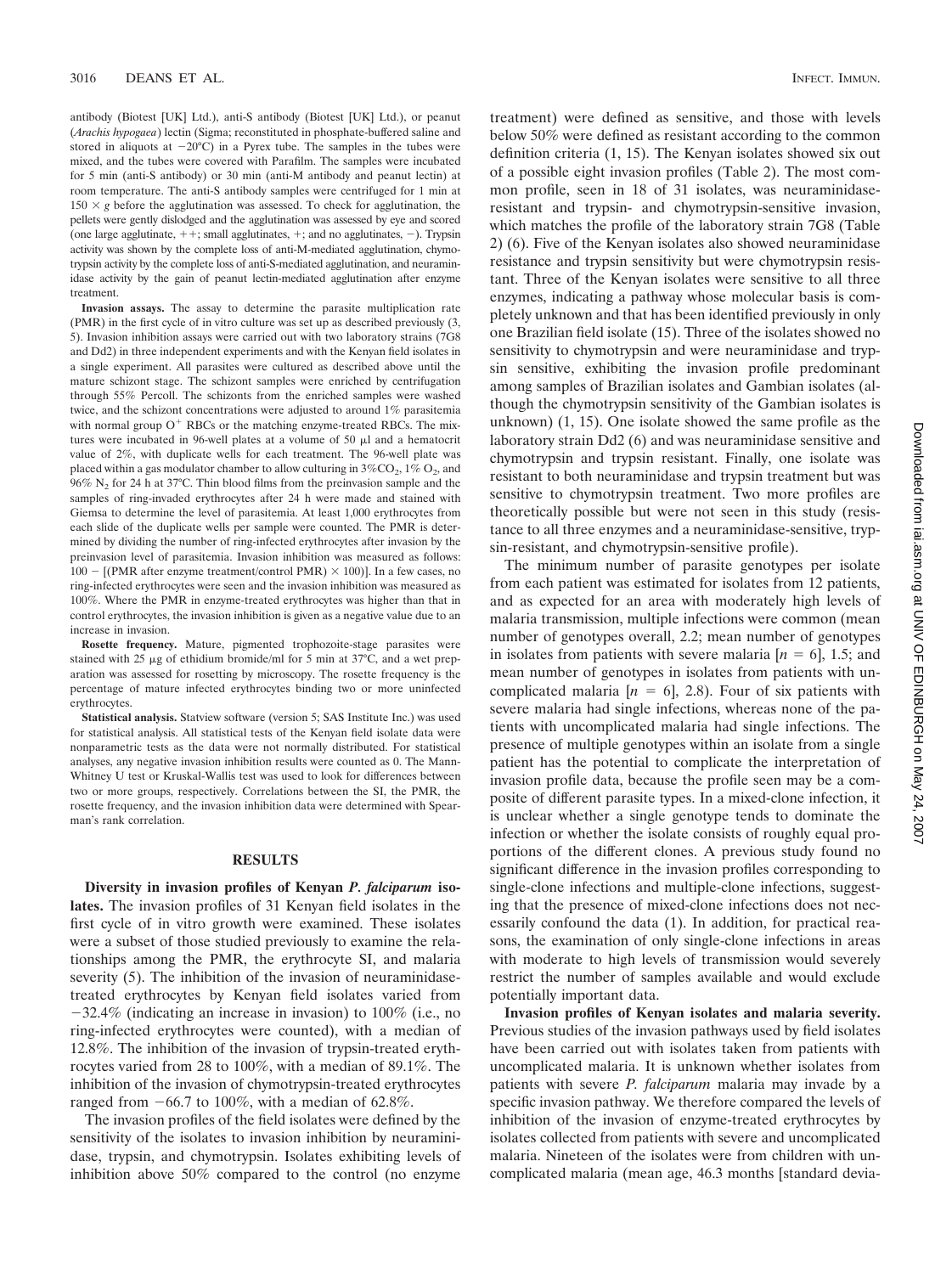antibody (Biotest [UK] Ltd.), anti-S antibody (Biotest [UK] Ltd.), or peanut (*Arachis hypogaea*) lectin (Sigma; reconstituted in phosphate-buffered saline and stored in aliquots at −20°C) in a Pyrex tube. The samples in the tubes were mixed, and the tubes were covered with Parafilm. The samples were incubated for 5 min (anti-S antibody) or 30 min (anti-M antibody and peanut lectin) at room temperature. The anti-S antibody samples were centrifuged for 1 min at $150 \times g$ before the agglutination was assessed. To check for agglutination, the pellets were gently dislodged and the agglutination was assessed by eye and scored (one large agglutinate, ++; small agglutinates, +; and no agglutinates, −). Trypsin activity was shown by the complete loss of anti-M-mediated agglutination, chymotrypsin activity by the complete loss of anti-S-mediated agglutination, and neuraminidase activity by the gain of peanut lectin-mediated agglutination after enzyme treatment.

**Invasion assays.** The assay to determine the parasite multiplication rate (PMR) in the first cycle of in vitro culture was set up as described previously (3, 5). Invasion inhibition assays were carried out with two laboratory strains (7G8 and Dd2) in three independent experiments and with the Kenyan field isolates in a single experiment. All parasites were cultured as described above until the mature schizont stage. The schizont samples were enriched by centrifugation through 55% Percoll. The schizonts from the enriched samples were washed twice, and the schizont concentrations were adjusted to around 1% parasitemia with normal group $O^+$ RBCs or the matching enzyme-treated RBCs. The mixtures were incubated in 96-well plates at a volume of 50 μl and a hematocrit value of 2%, with duplicate wells for each treatment. The 96-well plate was placed within a gas modulator chamber to allow culturing in 3% $CO_2$, 1% $O_2$, and 96% $N_2$ for 24 h at 37°C. Thin blood films from the preinvasion sample and the samples of ring-invaded erythrocytes after 24 h were made and stained with Giemsa to determine the level of parasitemia. At least 1,000 erythrocytes from each slide of the duplicate wells per sample were counted. The PMR is determined by dividing the number of ring-infected erythrocytes after invasion by the preinvasion level of parasitemia. Invasion inhibition was measured as follows: $100 - [(\text{PMR after enzyme treatment/control PMR}) \times 100)]$. In a few cases, no ring-infected erythrocytes were seen and the invasion inhibition was measured as 100%. Where the PMR in enzyme-treated erythrocytes was higher than that in control erythrocytes, the invasion inhibition is given as a negative value due to an increase in invasion.

**Rosette frequency.** Mature, pigmented trophozoite-stage parasites were stained with 25 μg of ethidium bromide/ml for 5 min at 37°C, and a wet preparation was assessed for rosetting by microscopy. The rosette frequency is the percentage of mature infected erythrocytes binding two or more uninfected erythrocytes.

**Statistical analysis.** Statview software (version 5; SAS Institute Inc.) was used for statistical analysis. All statistical tests of the Kenyan field isolate data were nonparametric tests as the data were not normally distributed. For statistical analyses, any negative invasion inhibition results were counted as 0. The Mann-Whitney U test or Kruskal-Wallis test was used to look for differences between two or more groups, respectively. Correlations between the SI, the PMR, the rosette frequency, and the invasion inhibition data were determined with Spearman's rank correlation.

## RESULTS

**Diversity in invasion profiles of Kenyan *P. falciparum* isolates.** The invasion profiles of 31 Kenyan field isolates in the first cycle of in vitro growth were examined. These isolates were a subset of those studied previously to examine the relationships among the PMR, the erythrocyte SI, and malaria severity (5). The inhibition of the invasion of neuraminidase-treated erythrocytes by Kenyan field isolates varied from −32.4% (indicating an increase in invasion) to 100% (i.e., no ring-infected erythrocytes were counted), with a median of 12.8%. The inhibition of the invasion of trypsin-treated erythrocytes varied from 28 to 100%, with a median of 89.1%. The inhibition of the invasion of chymotrypsin-treated erythrocytes ranged from −66.7 to 100%, with a median of 62.8%.

The invasion profiles of the field isolates were defined by the sensitivity of the isolates to invasion inhibition by neuraminidase, trypsin, and chymotrypsin. Isolates exhibiting levels of inhibition above 50% compared to the control (no enzyme treatment) were defined as sensitive, and those with levels below 50% were defined as resistant according to the common definition criteria (1, 15). The Kenyan isolates showed six out of a possible eight invasion profiles (Table 2). The most common profile, seen in 18 of 31 isolates, was neuraminidase-resistant and trypsin- and chymotrypsin-sensitive invasion, which matches the profile of the laboratory strain 7G8 (Table 2) (6). Five of the Kenyan isolates also showed neuraminidase resistance and trypsin sensitivity but were chymotrypsin resistant. Three of the Kenyan isolates were sensitive to all three enzymes, indicating a pathway whose molecular basis is completely unknown and that has been identified previously in only one Brazilian field isolate (15). Three of the isolates showed no sensitivity to chymotrypsin and were neuraminidase and trypsin sensitive, exhibiting the invasion profile predominant among samples of Brazilian isolates and Gambian isolates (although the chymotrypsin sensitivity of the Gambian isolates is unknown) (1, 15). One isolate showed the same profile as the laboratory strain Dd2 (6) and was neuraminidase sensitive and chymotrypsin and trypsin resistant. Finally, one isolate was resistant to both neuraminidase and trypsin treatment but was sensitive to chymotrypsin treatment. Two more profiles are theoretically possible but were not seen in this study (resistance to all three enzymes and a neuraminidase-sensitive, trypsin-resistant, and chymotrypsin-sensitive profile).

The minimum number of parasite genotypes per isolate from each patient was estimated for isolates from 12 patients, and as expected for an area with moderately high levels of malaria transmission, multiple infections were common (mean number of genotypes overall, 2.2; mean number of genotypes in isolates from patients with severe malaria [$n = 6$], 1.5; and mean number of genotypes in isolates from patients with uncomplicated malaria [$n = 6$], 2.8). Four of six patients with severe malaria had single infections, whereas none of the patients with uncomplicated malaria had single infections. The presence of multiple genotypes within an isolate from a single patient has the potential to complicate the interpretation of invasion profile data, because the profile seen may be a composite of different parasite types. In a mixed-clone infection, it is unclear whether a single genotype tends to dominate the infection or whether the isolate consists of roughly equal proportions of the different clones. A previous study found no significant difference in the invasion profiles corresponding to single-clone infections and multiple-clone infections, suggesting that the presence of mixed-clone infections does not necessarily confound the data (1). In addition, for practical reasons, the examination of only single-clone infections in areas with moderate to high levels of transmission would severely restrict the number of samples available and would exclude potentially important data.

**Invasion profiles of Kenyan isolates and malaria severity.** Previous studies of the invasion pathways used by field isolates have been carried out with isolates taken from patients with uncomplicated malaria. It is unknown whether isolates from patients with severe *P. falciparum* malaria may invade by a specific invasion pathway. We therefore compared the levels of inhibition of the invasion of enzyme-treated erythrocytes by isolates collected from patients with severe and uncomplicated malaria. Nineteen of the isolates were from children with uncomplicated malaria (mean age, 46.3 months [standard devia-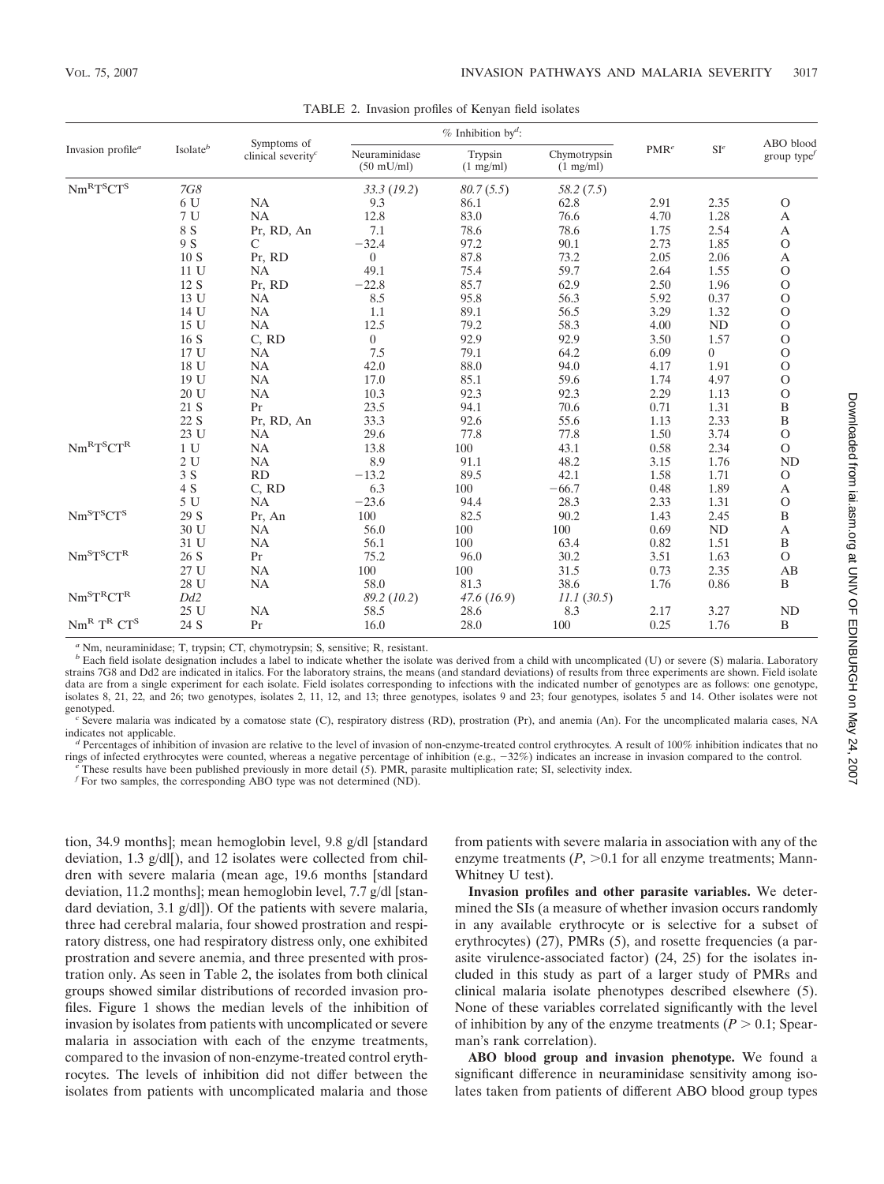TABLE 2. Invasion profiles of Kenyan field isolates

| Invasion profile[a] | Isolate[b] | Symptoms of clinical severity[c] | % Inhibition by[d]: Neuraminidase (50 mU/ml) | Trypsin (1 mg/ml) | Chymotrypsin (1 mg/ml) | PMR[e] | SI[e] | ABO blood group type[f] |
|---|---|---|---|---|---|---|---|---|
| $Nm^RT^SCT^S$ | *7G8* | | *33.3 (19.2)* | *80.7 (5.5)* | *58.2 (7.5)* | | | |
| | 6 U | NA | 9.3 | 86.1 | 62.8 | 2.91 | 2.35 | O |
| | 7 U | NA | 12.8 | 83.0 | 76.6 | 4.70 | 1.28 | A |
| | 8 S | Pr, RD, An | 7.1 | 78.6 | 78.6 | 1.75 | 2.54 | A |
| | 9 S | C | −32.4 | 97.2 | 90.1 | 2.73 | 1.85 | O |
| | 10 S | Pr, RD | 0 | 87.8 | 73.2 | 2.05 | 2.06 | A |
| | 11 U | NA | 49.1 | 75.4 | 59.7 | 2.64 | 1.55 | O |
| | 12 S | Pr, RD | −22.8 | 85.7 | 62.9 | 2.50 | 1.96 | O |
| | 13 U | NA | 8.5 | 95.8 | 56.3 | 5.92 | 0.37 | O |
| | 14 U | NA | 1.1 | 89.1 | 56.5 | 3.29 | 1.32 | O |
| | 15 U | NA | 12.5 | 79.2 | 58.3 | 4.00 | ND | O |
| | 16 S | C, RD | 0 | 92.9 | 92.9 | 3.50 | 1.57 | O |
| | 17 U | NA | 7.5 | 79.1 | 64.2 | 6.09 | 0 | O |
| | 18 U | NA | 42.0 | 88.0 | 94.0 | 4.17 | 1.91 | O |
| | 19 U | NA | 17.0 | 85.1 | 59.6 | 1.74 | 4.97 | O |
| | 20 U | NA | 10.3 | 92.3 | 92.3 | 2.29 | 1.13 | O |
| | 21 S | Pr | 23.5 | 94.1 | 70.6 | 0.71 | 1.31 | B |
| | 22 S | Pr, RD, An | 33.3 | 92.6 | 55.6 | 1.13 | 2.33 | B |
| | 23 U | NA | 29.6 | 77.8 | 77.8 | 1.50 | 3.74 | O |
| $Nm^RT^SCT^R$ | 1 U | NA | 13.8 | 100 | 43.1 | 0.58 | 2.34 | O |
| | 2 U | NA | 8.9 | 91.1 | 48.2 | 3.15 | 1.76 | ND |
| | 3 S | RD | −13.2 | 89.5 | 42.1 | 1.58 | 1.71 | O |
| | 4 S | C, RD | 6.3 | 100 | −66.7 | 0.48 | 1.89 | A |
| | 5 U | NA | −23.6 | 94.4 | 28.3 | 2.33 | 1.31 | O |
| $Nm^ST^SCT^S$ | 29 S | Pr, An | 100 | 82.5 | 90.2 | 1.43 | 2.45 | B |
| | 30 U | NA | 56.0 | 100 | 100 | 0.69 | ND | A |
| | 31 U | NA | 56.1 | 100 | 63.4 | 0.82 | 1.51 | B |
| $Nm^ST^SCT^R$ | 26 S | Pr | 75.2 | 96.0 | 30.2 | 3.51 | 1.63 | O |
| | 27 U | NA | 100 | 100 | 31.5 | 0.73 | 2.35 | AB |
| | 28 U | NA | 58.0 | 81.3 | 38.6 | 1.76 | 0.86 | B |
| $Nm^ST^RCT^R$ | *Dd2* | | *89.2 (10.2)* | *47.6 (16.9)* | *11.1 (30.5)* | | | |
| | 25 U | NA | 58.5 | 28.6 | 8.3 | 2.17 | 3.27 | ND |
| $Nm^R\ T^R\ CT^S$ | 24 S | Pr | 16.0 | 28.0 | 100 | 0.25 | 1.76 | B |

[a] Nm, neuraminidase; T, trypsin; CT, chymotrypsin; S, sensitive; R, resistant.

[b] Each field isolate designation includes a label to indicate whether the isolate was derived from a child with uncomplicated (U) or severe (S) malaria. Laboratory strains 7G8 and Dd2 are indicated in italics. For the laboratory strains, the means (and standard deviations) of results from three experiments are shown. Field isolate data are from a single experiment for each isolate. Field isolates corresponding to infections with the indicated number of genotypes are as follows: one genotype, isolates 8, 21, 22, and 26; two genotypes, isolates 2, 11, 12, and 13; three genotypes, isolates 9 and 23; four genotypes, isolates 5 and 14. Other isolates were not genotyped.

[c] Severe malaria was indicated by a comatose state (C), respiratory distress (RD), prostration (Pr), and anemia (An). For the uncomplicated malaria cases, NA indicates not applicable.

[d] Percentages of inhibition of invasion are relative to the level of invasion of non-enzyme-treated control erythrocytes. A result of 100% inhibition indicates that no rings of infected erythrocytes were counted, whereas a negative percentage of inhibition (e.g., −32%) indicates an increase in invasion compared to the control.

[e] These results have been published previously in more detail (5). PMR, parasite multiplication rate; SI, selectivity index.

[f] For two samples, the corresponding ABO type was not determined (ND).

tion, 34.9 months]; mean hemoglobin level, 9.8 g/dl [standard deviation, 1.3 g/dl[), and 12 isolates were collected from children with severe malaria (mean age, 19.6 months [standard deviation, 11.2 months]; mean hemoglobin level, 7.7 g/dl [standard deviation, 3.1 g/dl]). Of the patients with severe malaria, three had cerebral malaria, four showed prostration and respiratory distress, one had respiratory distress only, one exhibited prostration and severe anemia, and three presented with prostration only. As seen in Table 2, the isolates from both clinical groups showed similar distributions of recorded invasion profiles. Figure 1 shows the median levels of the inhibition of invasion by isolates from patients with uncomplicated or severe malaria in association with each of the enzyme treatments, compared to the invasion of non-enzyme-treated control erythrocytes. The levels of inhibition did not differ between the isolates from patients with uncomplicated malaria and those from patients with severe malaria in association with any of the enzyme treatments ($P$, $>0.1$ for all enzyme treatments; Mann-Whitney U test).

**Invasion profiles and other parasite variables.** We determined the SIs (a measure of whether invasion occurs randomly in any available erythrocyte or is selective for a subset of erythrocytes) (27), PMRs (5), and rosette frequencies (a parasite virulence-associated factor) (24, 25) for the isolates included in this study as part of a larger study of PMRs and clinical malaria isolate phenotypes described elsewhere (5). None of these variables correlated significantly with the level of inhibition by any of the enzyme treatments ($P > 0.1$; Spearman's rank correlation).

**ABO blood group and invasion phenotype.** We found a significant difference in neuraminidase sensitivity among isolates taken from patients of different ABO blood group types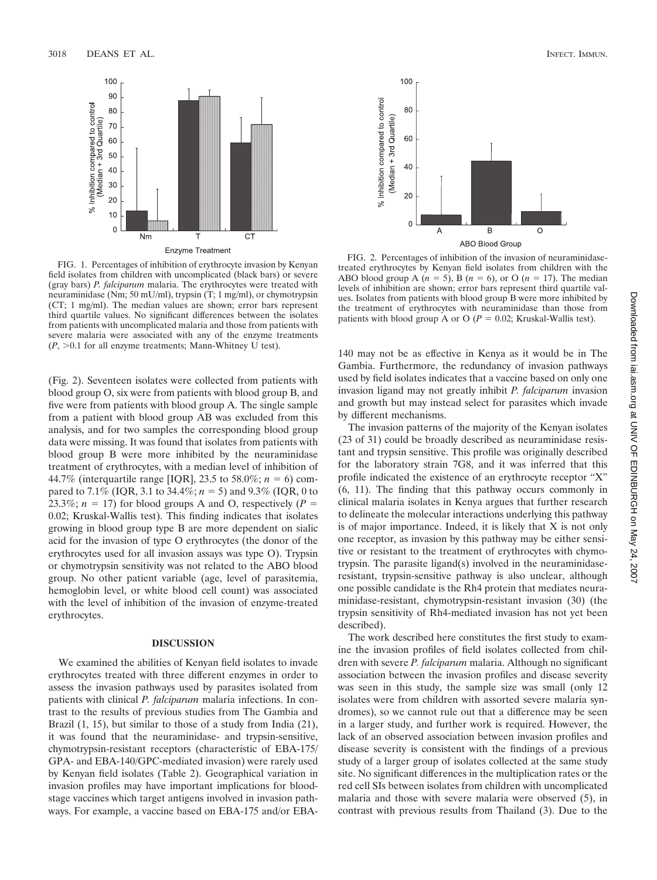FIG. 1. Percentages of inhibition of erythrocyte invasion by Kenyan field isolates from children with uncomplicated (black bars) or severe (gray bars) *P. falciparum* malaria. The erythrocytes were treated with neuraminidase (Nm; 50 mU/ml), trypsin (T; 1 mg/ml), or chymotrypsin (CT; 1 mg/ml). The median values are shown; error bars represent third quartile values. No significant differences between the isolates from patients with uncomplicated malaria and those from patients with severe malaria were associated with any of the enzyme treatments ($P$, >0.1 for all enzyme treatments; Mann-Whitney U test).

FIG. 2. Percentages of inhibition of the invasion of neuraminidase-treated erythrocytes by Kenyan field isolates from children with the ABO blood group A ($n = 5$), B ($n = 6$), or O ($n = 17$). The median levels of inhibition are shown; error bars represent third quartile values. Isolates from patients with blood group B were more inhibited by the treatment of erythrocytes with neuraminidase than those from patients with blood group A or O ($P = 0.02$; Kruskal-Wallis test).

(Fig. 2). Seventeen isolates were collected from patients with blood group O, six were from patients with blood group B, and five were from patients with blood group A. The single sample from a patient with blood group AB was excluded from this analysis, and for two samples the corresponding blood group data were missing. It was found that isolates from patients with blood group B were more inhibited by the neuraminidase treatment of erythrocytes, with a median level of inhibition of 44.7% (interquartile range [IQR], 23.5 to 58.0%; $n = 6$) compared to 7.1% (IQR, 3.1 to 34.4%; $n = 5$) and 9.3% (IQR, 0 to 23.3%; $n = 17$) for blood groups A and O, respectively ($P = 0.02$; Kruskal-Wallis test). This finding indicates that isolates growing in blood group type B are more dependent on sialic acid for the invasion of type O erythrocytes (the donor of the erythrocytes used for all invasion assays was type O). Trypsin or chymotrypsin sensitivity was not related to the ABO blood group. No other patient variable (age, level of parasitemia, hemoglobin level, or white blood cell count) was associated with the level of inhibition of the invasion of enzyme-treated erythrocytes.

## DISCUSSION

We examined the abilities of Kenyan field isolates to invade erythrocytes treated with three different enzymes in order to assess the invasion pathways used by parasites isolated from patients with clinical *P. falciparum* malaria infections. In contrast to the results of previous studies from The Gambia and Brazil (1, 15), but similar to those of a study from India (21), it was found that the neuraminidase- and trypsin-sensitive, chymotrypsin-resistant receptors (characteristic of EBA-175/GPA- and EBA-140/GPC-mediated invasion) were rarely used by Kenyan field isolates (Table 2). Geographical variation in invasion profiles may have important implications for blood-stage vaccines which target antigens involved in invasion pathways. For example, a vaccine based on EBA-175 and/or EBA-140 may not be as effective in Kenya as it would be in The Gambia. Furthermore, the redundancy of invasion pathways used by field isolates indicates that a vaccine based on only one invasion ligand may not greatly inhibit *P. falciparum* invasion and growth but may instead select for parasites which invade by different mechanisms.

The invasion patterns of the majority of the Kenyan isolates (23 of 31) could be broadly described as neuraminidase resistant and trypsin sensitive. This profile was originally described for the laboratory strain 7G8, and it was inferred that this profile indicated the existence of an erythrocyte receptor "X" (6, 11). The finding that this pathway occurs commonly in clinical malaria isolates in Kenya argues that further research to delineate the molecular interactions underlying this pathway is of major importance. Indeed, it is likely that X is not only one receptor, as invasion by this pathway may be either sensitive or resistant to the treatment of erythrocytes with chymotrypsin. The parasite ligand(s) involved in the neuraminidase-resistant, trypsin-sensitive pathway is also unclear, although one possible candidate is the Rh4 protein that mediates neuraminidase-resistant, chymotrypsin-resistant invasion (30) (the trypsin sensitivity of Rh4-mediated invasion has not yet been described).

The work described here constitutes the first study to examine the invasion profiles of field isolates collected from children with severe *P. falciparum* malaria. Although no significant association between the invasion profiles and disease severity was seen in this study, the sample size was small (only 12 isolates were from children with assorted severe malaria syndromes), so we cannot rule out that a difference may be seen in a larger study, and further work is required. However, the lack of an observed association between invasion profiles and disease severity is consistent with the findings of a previous study of a larger group of isolates collected at the same study site. No significant differences in the multiplication rates or the red cell SIs between isolates from children with uncomplicated malaria and those with severe malaria were observed (5), in contrast with previous results from Thailand (3). Due to the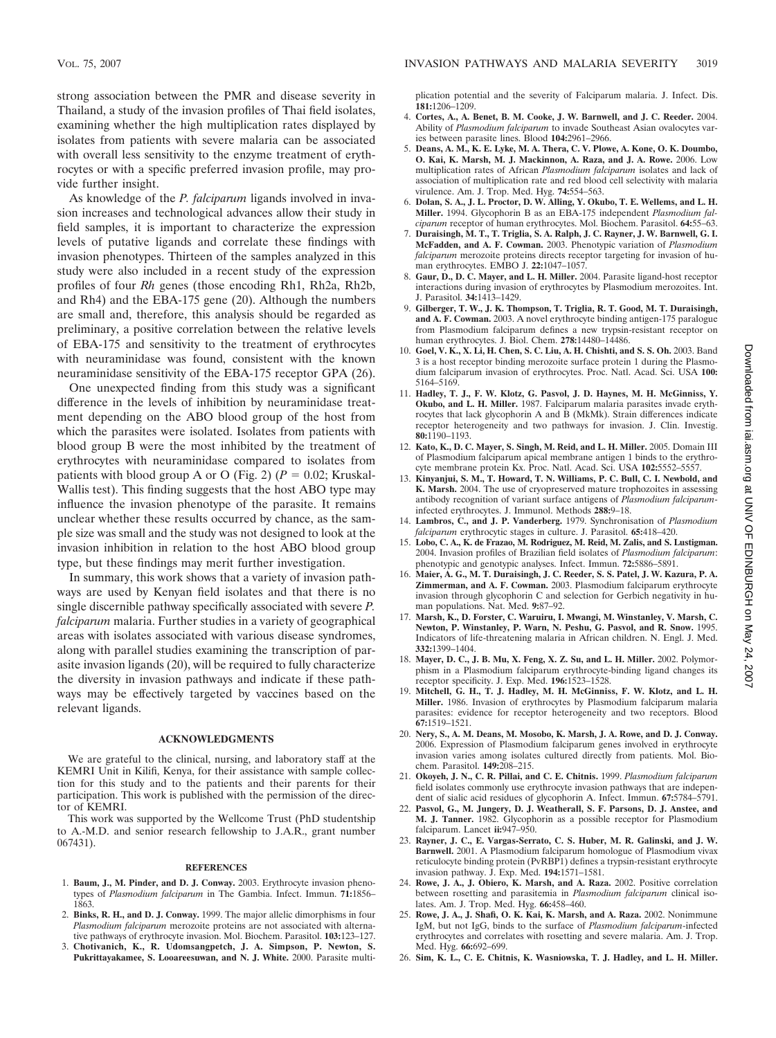strong association between the PMR and disease severity in Thailand, a study of the invasion profiles of Thai field isolates, examining whether the high multiplication rates displayed by isolates from patients with severe malaria can be associated with overall less sensitivity to the enzyme treatment of erythrocytes or with a specific preferred invasion profile, may provide further insight.

As knowledge of the *P. falciparum* ligands involved in invasion increases and technological advances allow their study in field samples, it is important to characterize the expression levels of putative ligands and correlate these findings with invasion phenotypes. Thirteen of the samples analyzed in this study were also included in a recent study of the expression profiles of four *Rh* genes (those encoding Rh1, Rh2a, Rh2b, and Rh4) and the EBA-175 gene (20). Although the numbers are small and, therefore, this analysis should be regarded as preliminary, a positive correlation between the relative levels of EBA-175 and sensitivity to the treatment of erythrocytes with neuraminidase was found, consistent with the known neuraminidase sensitivity of the EBA-175 receptor GPA (26).

One unexpected finding from this study was a significant difference in the levels of inhibition by neuraminidase treatment depending on the ABO blood group of the host from which the parasites were isolated. Isolates from patients with blood group B were the most inhibited by the treatment of erythrocytes with neuraminidase compared to isolates from patients with blood group A or O (Fig. 2) ($P = 0.02$; Kruskal-Wallis test). This finding suggests that the host ABO type may influence the invasion phenotype of the parasite. It remains unclear whether these results occurred by chance, as the sample size was small and the study was not designed to look at the invasion inhibition in relation to the host ABO blood group type, but these findings may merit further investigation.

In summary, this work shows that a variety of invasion pathways are used by Kenyan field isolates and that there is no single discernible pathway specifically associated with severe *P. falciparum* malaria. Further studies in a variety of geographical areas with isolates associated with various disease syndromes, along with parallel studies examining the transcription of parasite invasion ligands (20), will be required to fully characterize the diversity in invasion pathways and indicate if these pathways may be effectively targeted by vaccines based on the relevant ligands.

## ACKNOWLEDGMENTS

We are grateful to the clinical, nursing, and laboratory staff at the KEMRI Unit in Kilifi, Kenya, for their assistance with sample collection for this study and to the patients and their parents for their participation. This work is published with the permission of the director of KEMRI.

This work was supported by the Wellcome Trust (PhD studentship to A.-M.D. and senior research fellowship to J.A.R., grant number 067431).

## REFERENCES

1. **Baum, J., M. Pinder, and D. J. Conway.** 2003. Erythrocyte invasion phenotypes of *Plasmodium falciparum* in The Gambia. Infect. Immun. **71:**1856–1863.
2. **Binks, R. H., and D. J. Conway.** 1999. The major allelic dimorphisms in four *Plasmodium falciparum* merozoite proteins are not associated with alternative pathways of erythrocyte invasion. Mol. Biochem. Parasitol. **103:**123–127.
3. **Chotivanich, K., R. Udomsangpetch, J. A. Simpson, P. Newton, S. Pukrittayakamee, S. Looareesuwan, and N. J. White.** 2000. Parasite multiplication potential and the severity of Falciparum malaria. J. Infect. Dis. **181:**1206–1209.
4. **Cortes, A., A. Benet, B. M. Cooke, J. W. Barnwell, and J. C. Reeder.** 2004. Ability of *Plasmodium falciparum* to invade Southeast Asian ovalocytes varies between parasite lines. Blood **104:**2961–2966.
5. **Deans, A. M., K. E. Lyke, M. A. Thera, C. V. Plowe, A. Kone, O. K. Doumbo, O. Kai, K. Marsh, M. J. Mackinnon, A. Raza, and J. A. Rowe.** 2006. Low multiplication rates of African *Plasmodium falciparum* isolates and lack of association of multiplication rate and red blood cell selectivity with malaria virulence. Am. J. Trop. Med. Hyg. **74:**554–563.
6. **Dolan, S. A., J. L. Proctor, D. W. Alling, Y. Okubo, T. E. Wellems, and L. H. Miller.** 1994. Glycophorin B as an EBA-175 independent *Plasmodium falciparum* receptor of human erythrocytes. Mol. Biochem. Parasitol. **64:**55–63.
7. **Duraisingh, M. T., T. Triglia, S. A. Ralph, J. C. Rayner, J. W. Barnwell, G. I. McFadden, and A. F. Cowman.** 2003. Phenotypic variation of *Plasmodium falciparum* merozoite proteins directs receptor targeting for invasion of human erythrocytes. EMBO J. **22:**1047–1057.
8. **Gaur, D., D. C. Mayer, and L. H. Miller.** 2004. Parasite ligand-host receptor interactions during invasion of erythrocytes by Plasmodium merozoites. Int. J. Parasitol. **34:**1413–1429.
9. **Gilberger, T. W., J. K. Thompson, T. Triglia, R. T. Good, M. T. Duraisingh, and A. F. Cowman.** 2003. A novel erythrocyte binding antigen-175 paralogue from Plasmodium falciparum defines a new trypsin-resistant receptor on human erythrocytes. J. Biol. Chem. **278:**14480–14486.
10. **Goel, V. K., X. Li, H. Chen, S. C. Liu, A. H. Chishti, and S. S. Oh.** 2003. Band 3 is a host receptor binding merozoite surface protein 1 during the Plasmodium falciparum invasion of erythrocytes. Proc. Natl. Acad. Sci. USA **100:**5164–5169.
11. **Hadley, T. J., F. W. Klotz, G. Pasvol, J. D. Haynes, M. H. McGinniss, Y. Okubo, and L. H. Miller.** 1987. Falciparum malaria parasites invade erythrocytes that lack glycophorin A and B (MkMk). Strain differences indicate receptor heterogeneity and two pathways for invasion. J. Clin. Investig. **80:**1190–1193.
12. **Kato, K., D. C. Mayer, S. Singh, M. Reid, and L. H. Miller.** 2005. Domain III of Plasmodium falciparum apical membrane antigen 1 binds to the erythrocyte membrane protein Kx. Proc. Natl. Acad. Sci. USA **102:**5552–5557.
13. **Kinyanjui, S. M., T. Howard, T. N. Williams, P. C. Bull, C. I. Newbold, and K. Marsh.** 2004. The use of cryopreserved mature trophozoites in assessing antibody recognition of variant surface antigens of *Plasmodium falciparum*-infected erythrocytes. J. Immunol. Methods **288:**9–18.
14. **Lambros, C., and J. P. Vanderberg.** 1979. Synchronisation of *Plasmodium falciparum* erythrocytic stages in culture. J. Parasitol. **65:**418–420.
15. **Lobo, C. A., K. de Frazao, M. Rodriguez, M. Reid, M. Zalis, and S. Lustigman.** 2004. Invasion profiles of Brazilian field isolates of *Plasmodium falciparum*: phenotypic and genotypic analyses. Infect. Immun. **72:**5886–5891.
16. **Maier, A. G., M. T. Duraisingh, J. C. Reeder, S. S. Patel, J. W. Kazura, P. A. Zimmerman, and A. F. Cowman.** 2003. Plasmodium falciparum erythrocyte invasion through glycophorin C and selection for Gerbich negativity in human populations. Nat. Med. **9:**87–92.
17. **Marsh, K., D. Forster, C. Waruiru, I. Mwangi, M. Winstanley, V. Marsh, C. Newton, P. Winstanley, P. Warn, N. Peshu, G. Pasvol, and R. Snow.** 1995. Indicators of life-threatening malaria in African children. N. Engl. J. Med. **332:**1399–1404.
18. **Mayer, D. C., J. B. Mu, X. Feng, X. Z. Su, and L. H. Miller.** 2002. Polymorphism in a Plasmodium falciparum erythrocyte-binding ligand changes its receptor specificity. J. Exp. Med. **196:**1523–1528.
19. **Mitchell, G. H., T. J. Hadley, M. H. McGinniss, F. W. Klotz, and L. H. Miller.** 1986. Invasion of erythrocytes by Plasmodium falciparum malaria parasites: evidence for receptor heterogeneity and two receptors. Blood **67:**1519–1521.
20. **Nery, S., A. M. Deans, M. Mosobo, K. Marsh, J. A. Rowe, and D. J. Conway.** 2006. Expression of Plasmodium falciparum genes involved in erythrocyte invasion varies among isolates cultured directly from patients. Mol. Biochem. Parasitol. **149:**208–215.
21. **Okoyeh, J. N., C. R. Pillai, and C. E. Chitnis.** 1999. *Plasmodium falciparum* field isolates commonly use erythrocyte invasion pathways that are independent of sialic acid residues of glycophorin A. Infect. Immun. **67:**5784–5791.
22. **Pasvol, G., M. Jungery, D. J. Weatherall, S. F. Parsons, D. J. Anstee, and M. J. Tanner.** 1982. Glycophorin as a possible receptor for Plasmodium falciparum. Lancet **ii:**947–950.
23. **Rayner, J. C., E. Vargas-Serrato, C. S. Huber, M. R. Galinski, and J. W. Barnwell.** 2001. A Plasmodium falciparum homologue of Plasmodium vivax reticulocyte binding protein (PvRBP1) defines a trypsin-resistant erythrocyte invasion pathway. J. Exp. Med. **194:**1571–1581.
24. **Rowe, J. A., J. Obiero, K. Marsh, and A. Raza.** 2002. Positive correlation between rosetting and parasitemia in *Plasmodium falciparum* clinical isolates. Am. J. Trop. Med. Hyg. **66:**458–460.
25. **Rowe, J. A., J. Shafi, O. K. Kai, K. Marsh, and A. Raza.** 2002. Nonimmune IgM, but not IgG, binds to the surface of *Plasmodium falciparum*-infected erythrocytes and correlates with rosetting and severe malaria. Am. J. Trop. Med. Hyg. **66:**692–699.
26. **Sim, K. L., C. E. Chitnis, K. Wasniowska, T. J. Hadley, and L. H. Miller.**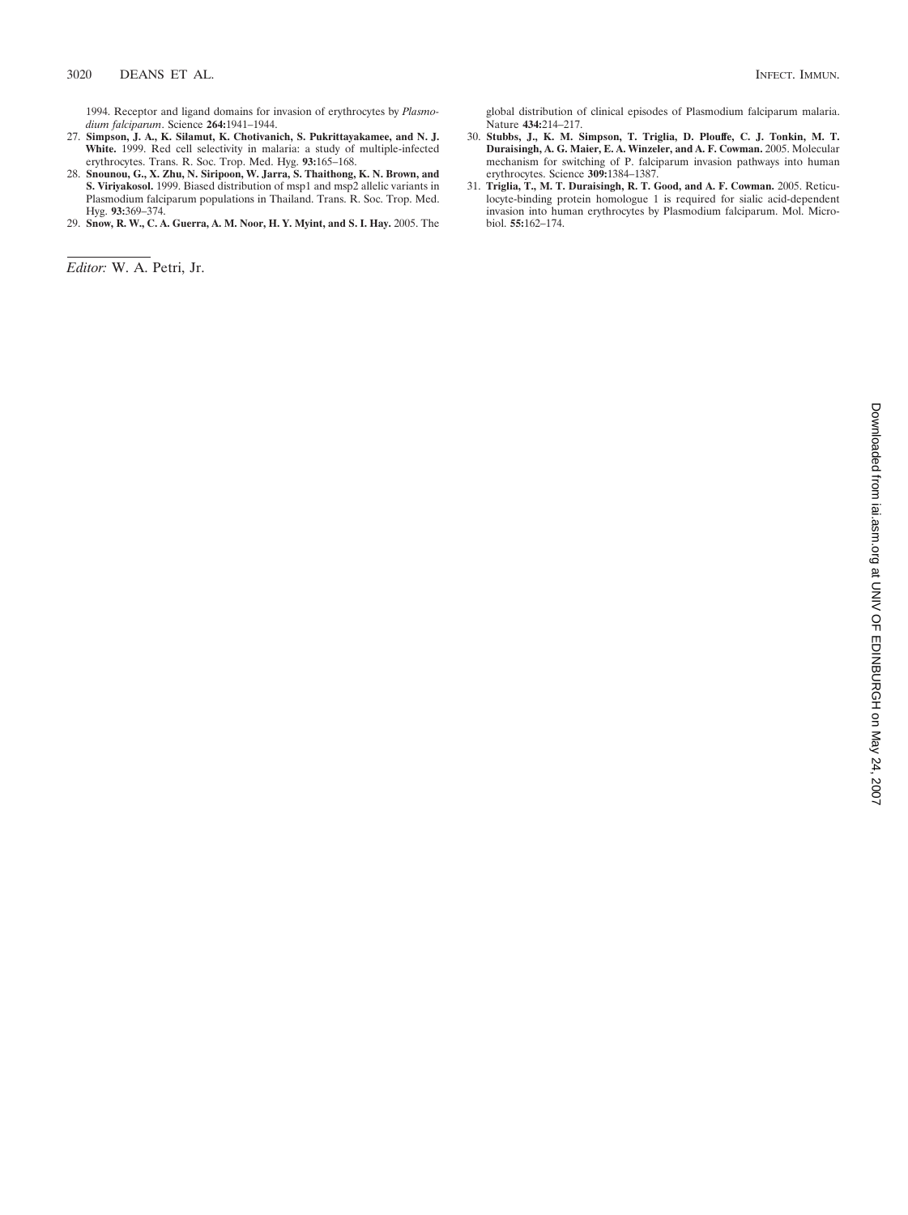1994. Receptor and ligand domains for invasion of erythrocytes by *Plasmodium falciparum*. Science **264:**1941–1944.

27. **Simpson, J. A., K. Silamut, K. Chotivanich, S. Pukrittayakamee, and N. J. White.** 1999. Red cell selectivity in malaria: a study of multiple-infected erythrocytes. Trans. R. Soc. Trop. Med. Hyg. **93:**165–168.
28. **Snounou, G., X. Zhu, N. Siripoon, W. Jarra, S. Thaithong, K. N. Brown, and S. Viriyakosol.** 1999. Biased distribution of msp1 and msp2 allelic variants in Plasmodium falciparum populations in Thailand. Trans. R. Soc. Trop. Med. Hyg. **93:**369–374.
29. **Snow, R. W., C. A. Guerra, A. M. Noor, H. Y. Myint, and S. I. Hay.** 2005. The global distribution of clinical episodes of Plasmodium falciparum malaria. Nature **434:**214–217.
30. **Stubbs, J., K. M. Simpson, T. Triglia, D. Plouffe, C. J. Tonkin, M. T. Duraisingh, A. G. Maier, E. A. Winzeler, and A. F. Cowman.** 2005. Molecular mechanism for switching of P. falciparum invasion pathways into human erythrocytes. Science **309:**1384–1387.
31. **Triglia, T., M. T. Duraisingh, R. T. Good, and A. F. Cowman.** 2005. Reticulocyte-binding protein homologue 1 is required for sialic acid-dependent invasion into human erythrocytes by Plasmodium falciparum. Mol. Microbiol. **55:**162–174.

*Editor:* W. A. Petri, Jr.